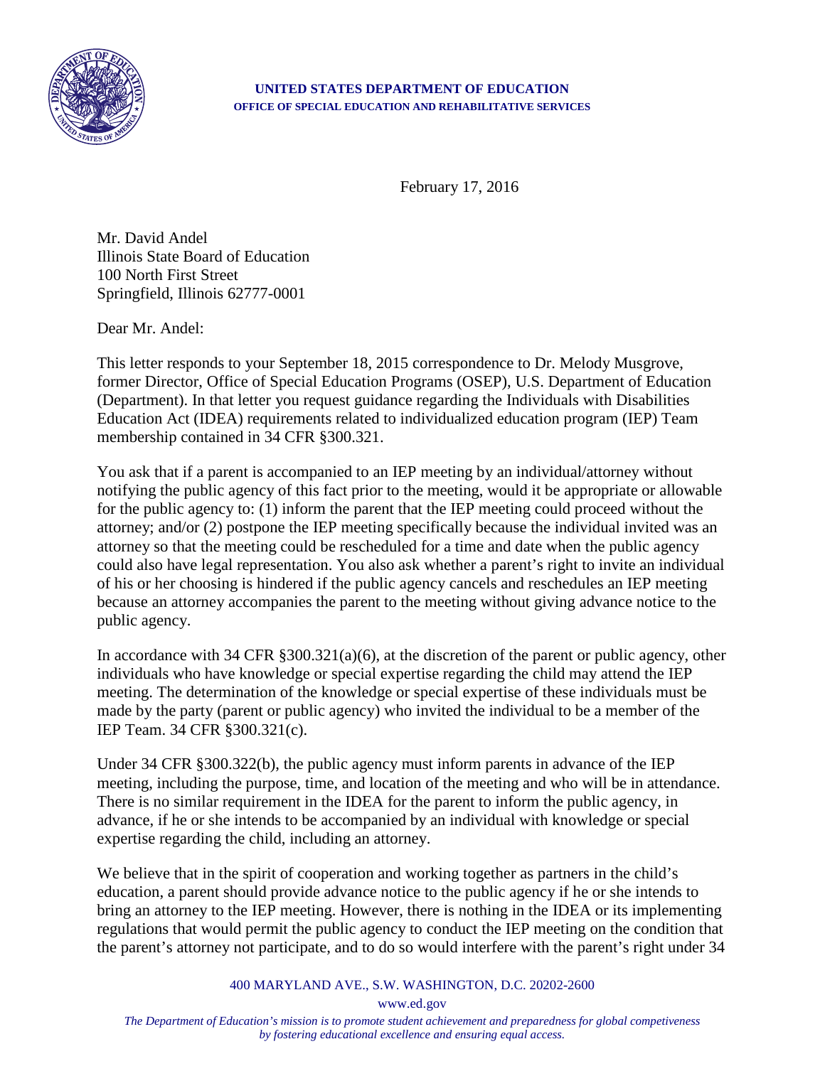**UNITED STATES DEPARTMENT OF EDUCATION**
**OFFICE OF SPECIAL EDUCATION AND REHABILITATIVE SERVICES**

February 17, 2016

Mr. David Andel
Illinois State Board of Education
100 North First Street
Springfield, Illinois 62777-0001

Dear Mr. Andel:

This letter responds to your September 18, 2015 correspondence to Dr. Melody Musgrove, former Director, Office of Special Education Programs (OSEP), U.S. Department of Education (Department). In that letter you request guidance regarding the Individuals with Disabilities Education Act (IDEA) requirements related to individualized education program (IEP) Team membership contained in 34 CFR §300.321.

You ask that if a parent is accompanied to an IEP meeting by an individual/attorney without notifying the public agency of this fact prior to the meeting, would it be appropriate or allowable for the public agency to: (1) inform the parent that the IEP meeting could proceed without the attorney; and/or (2) postpone the IEP meeting specifically because the individual invited was an attorney so that the meeting could be rescheduled for a time and date when the public agency could also have legal representation. You also ask whether a parent's right to invite an individual of his or her choosing is hindered if the public agency cancels and reschedules an IEP meeting because an attorney accompanies the parent to the meeting without giving advance notice to the public agency.

In accordance with 34 CFR §300.321(a)(6), at the discretion of the parent or public agency, other individuals who have knowledge or special expertise regarding the child may attend the IEP meeting. The determination of the knowledge or special expertise of these individuals must be made by the party (parent or public agency) who invited the individual to be a member of the IEP Team. 34 CFR §300.321(c).

Under 34 CFR §300.322(b), the public agency must inform parents in advance of the IEP meeting, including the purpose, time, and location of the meeting and who will be in attendance. There is no similar requirement in the IDEA for the parent to inform the public agency, in advance, if he or she intends to be accompanied by an individual with knowledge or special expertise regarding the child, including an attorney.

We believe that in the spirit of cooperation and working together as partners in the child's education, a parent should provide advance notice to the public agency if he or she intends to bring an attorney to the IEP meeting. However, there is nothing in the IDEA or its implementing regulations that would permit the public agency to conduct the IEP meeting on the condition that the parent's attorney not participate, and to do so would interfere with the parent's right under 34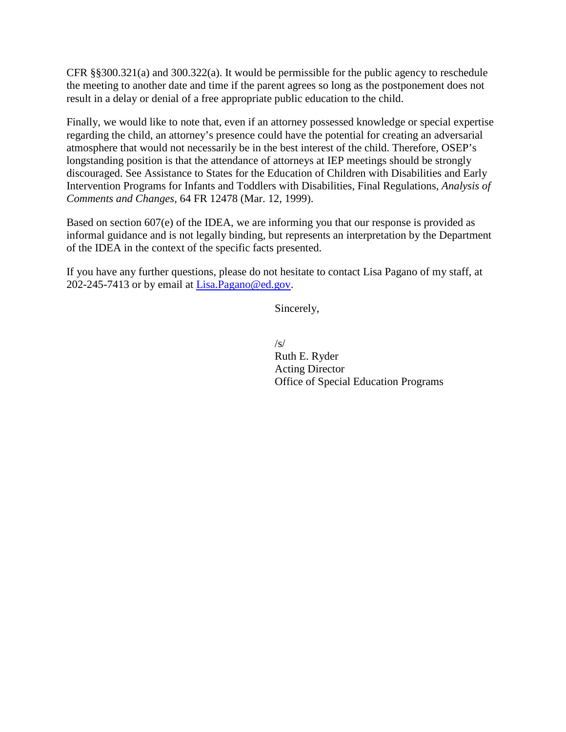CFR §§300.321(a) and 300.322(a). It would be permissible for the public agency to reschedule the meeting to another date and time if the parent agrees so long as the postponement does not result in a delay or denial of a free appropriate public education to the child.

Finally, we would like to note that, even if an attorney possessed knowledge or special expertise regarding the child, an attorney's presence could have the potential for creating an adversarial atmosphere that would not necessarily be in the best interest of the child. Therefore, OSEP's longstanding position is that the attendance of attorneys at IEP meetings should be strongly discouraged. See Assistance to States for the Education of Children with Disabilities and Early Intervention Programs for Infants and Toddlers with Disabilities, Final Regulations, *Analysis of Comments and Changes*, 64 FR 12478 (Mar. 12, 1999).

Based on section 607(e) of the IDEA, we are informing you that our response is provided as informal guidance and is not legally binding, but represents an interpretation by the Department of the IDEA in the context of the specific facts presented.

If you have any further questions, please do not hesitate to contact Lisa Pagano of my staff, at 202-245-7413 or by email at Lisa.Pagano@ed.gov.

Sincerely,

/s/
Ruth E. Ryder
Acting Director
Office of Special Education Programs